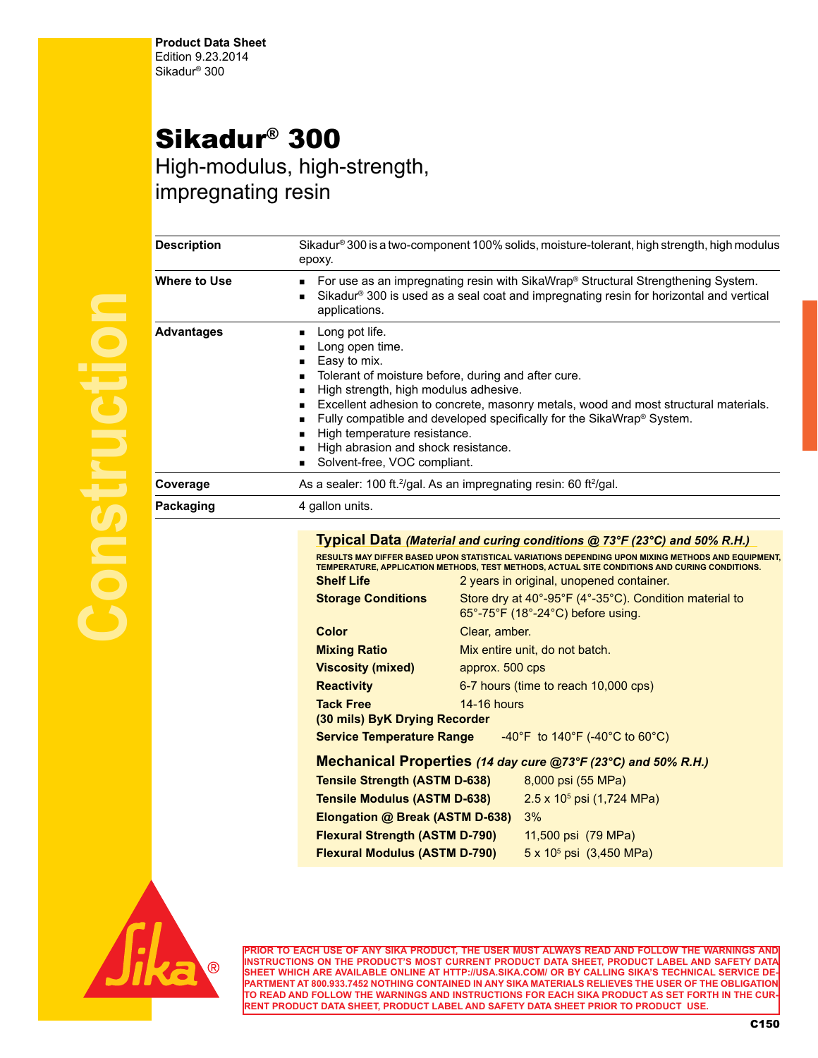**Product Data Sheet**
Edition 9.23.2014
Sikadur® 300

# Sikadur® 300

## High-modulus, high-strength, impregnating resin

| | |
|---|---|
| **Description** | Sikadur® 300 is a two-component 100% solids, moisture-tolerant, high strength, high modulus epoxy. |
| **Where to Use** | ■ For use as an impregnating resin with SikaWrap® Structural Strengthening System.<br>■ Sikadur® 300 is used as a seal coat and impregnating resin for horizontal and vertical applications. |
| **Advantages** | ■ Long pot life.<br>■ Long open time.<br>■ Easy to mix.<br>■ Tolerant of moisture before, during and after cure.<br>■ High strength, high modulus adhesive.<br>■ Excellent adhesion to concrete, masonry metals, wood and most structural materials.<br>■ Fully compatible and developed specifically for the SikaWrap® System.<br>■ High temperature resistance.<br>■ High abrasion and shock resistance.<br>■ Solvent-free, VOC compliant. |
| **Coverage** | As a sealer: 100 ft.$^2$/gal. As an impregnating resin: 60 ft$^2$/gal. |
| **Packaging** | 4 gallon units. |

### Typical Data *(Material and curing conditions @ 73°F (23°C) and 50% R.H.)*

RESULTS MAY DIFFER BASED UPON STATISTICAL VARIATIONS DEPENDING UPON MIXING METHODS AND EQUIPMENT, TEMPERATURE, APPLICATION METHODS, TEST METHODS, ACTUAL SITE CONDITIONS AND CURING CONDITIONS.

| | |
|---|---|
| **Shelf Life** | 2 years in original, unopened container. |
| **Storage Conditions** | Store dry at 40°-95°F (4°-35°C). Condition material to 65°-75°F (18°-24°C) before using. |
| **Color** | Clear, amber. |
| **Mixing Ratio** | Mix entire unit, do not batch. |
| **Viscosity (mixed)** | approx. 500 cps |
| **Reactivity** | 6-7 hours (time to reach 10,000 cps) |
| **Tack Free (30 mils) ByK Drying Recorder** | 14-16 hours |
| **Service Temperature Range** | -40°F to 140°F (-40°C to 60°C) |

### Mechanical Properties *(14 day cure @73°F (23°C) and 50% R.H.)*

| | |
|---|---|
| **Tensile Strength (ASTM D-638)** | 8,000 psi (55 MPa) |
| **Tensile Modulus (ASTM D-638)** | 2.5 x 10$^5$ psi (1,724 MPa) |
| **Elongation @ Break (ASTM D-638)** | 3% |
| **Flexural Strength (ASTM D-790)** | 11,500 psi (79 MPa) |
| **Flexural Modulus (ASTM D-790)** | 5 x 10$^5$ psi (3,450 MPa) |

PRIOR TO EACH USE OF ANY SIKA PRODUCT, THE USER MUST ALWAYS READ AND FOLLOW THE WARNINGS AND INSTRUCTIONS ON THE PRODUCT'S MOST CURRENT PRODUCT DATA SHEET, PRODUCT LABEL AND SAFETY DATA SHEET WHICH ARE AVAILABLE ONLINE AT HTTP://USA.SIKA.COM/ OR BY CALLING SIKA'S TECHNICAL SERVICE DEPARTMENT AT 800.933.7452 NOTHING CONTAINED IN ANY SIKA MATERIALS RELIEVES THE USER OF THE OBLIGATION TO READ AND FOLLOW THE WARNINGS AND INSTRUCTIONS FOR EACH SIKA PRODUCT AS SET FORTH IN THE CURRENT PRODUCT DATA SHEET, PRODUCT LABEL AND SAFETY DATA SHEET PRIOR TO PRODUCT USE.

C150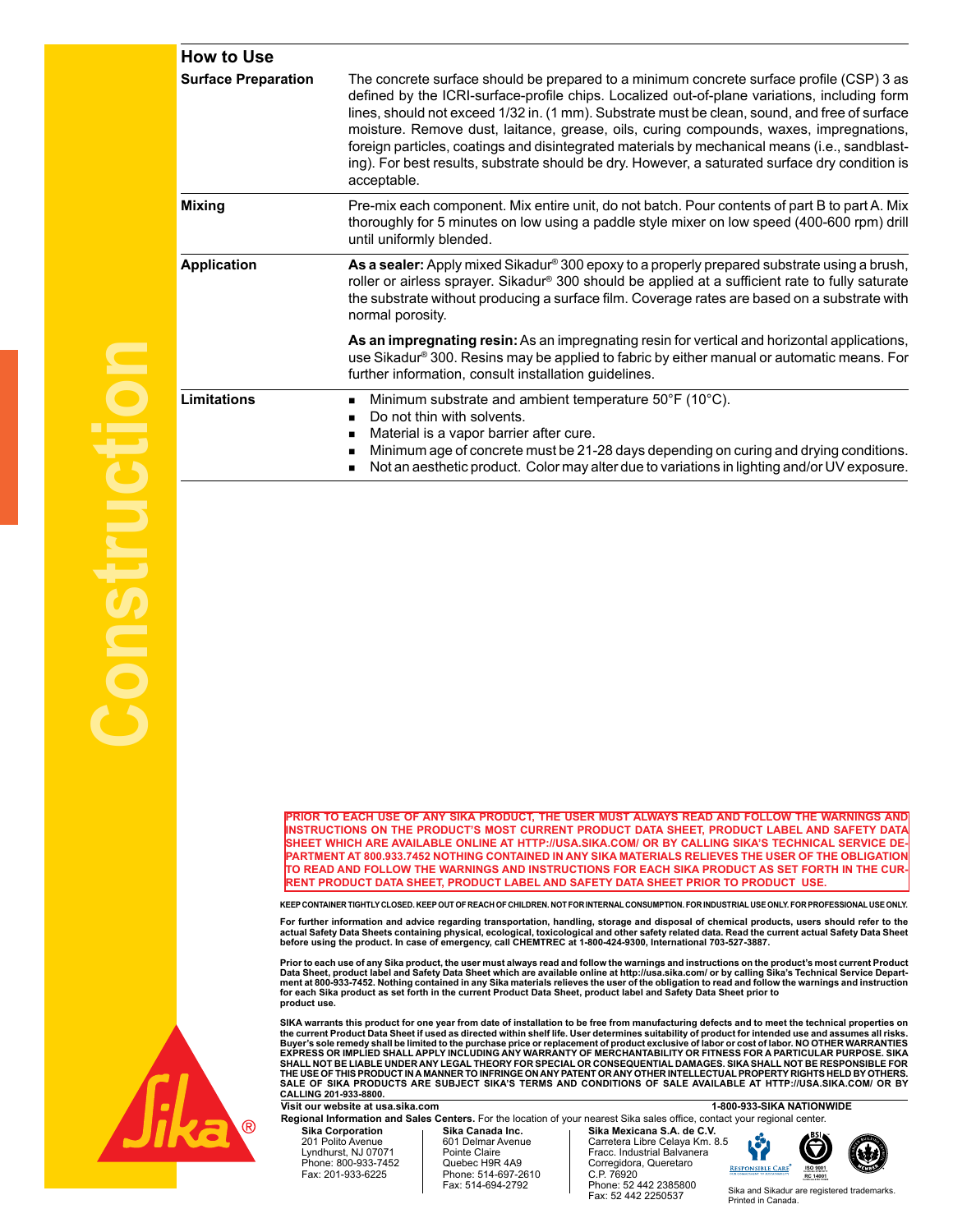## How to Use

| | |
|---|---|
| **Surface Preparation** | The concrete surface should be prepared to a minimum concrete surface profile (CSP) 3 as defined by the ICRI-surface-profile chips. Localized out-of-plane variations, including form lines, should not exceed 1/32 in. (1 mm). Substrate must be clean, sound, and free of surface moisture. Remove dust, laitance, grease, oils, curing compounds, waxes, impregnations, foreign particles, coatings and disintegrated materials by mechanical means (i.e., sandblasting). For best results, substrate should be dry. However, a saturated surface dry condition is acceptable. |
| **Mixing** | Pre-mix each component. Mix entire unit, do not batch. Pour contents of part B to part A. Mix thoroughly for 5 minutes on low using a paddle style mixer on low speed (400-600 rpm) drill until uniformly blended. |
| **Application** | **As a sealer:** Apply mixed Sikadur® 300 epoxy to a properly prepared substrate using a brush, roller or airless sprayer. Sikadur® 300 should be applied at a sufficient rate to fully saturate the substrate without producing a surface film. Coverage rates are based on a substrate with normal porosity.<br><br>**As an impregnating resin:** As an impregnating resin for vertical and horizontal applications, use Sikadur® 300. Resins may be applied to fabric by either manual or automatic means. For further information, consult installation guidelines. |
| **Limitations** | ▪ Minimum substrate and ambient temperature 50°F (10°C).<br>▪ Do not thin with solvents.<br>▪ Material is a vapor barrier after cure.<br>▪ Minimum age of concrete must be 21-28 days depending on curing and drying conditions.<br>▪ Not an aesthetic product. Color may alter due to variations in lighting and/or UV exposure. |

Construction

**PRIOR TO EACH USE OF ANY SIKA PRODUCT, THE USER MUST ALWAYS READ AND FOLLOW THE WARNINGS AND INSTRUCTIONS ON THE PRODUCT'S MOST CURRENT PRODUCT DATA SHEET, PRODUCT LABEL AND SAFETY DATA SHEET WHICH ARE AVAILABLE ONLINE AT HTTP://USA.SIKA.COM/ OR BY CALLING SIKA'S TECHNICAL SERVICE DEPARTMENT AT 800.933.7452 NOTHING CONTAINED IN ANY SIKA MATERIALS RELIEVES THE USER OF THE OBLIGATION TO READ AND FOLLOW THE WARNINGS AND INSTRUCTIONS FOR EACH SIKA PRODUCT AS SET FORTH IN THE CURRENT PRODUCT DATA SHEET, PRODUCT LABEL AND SAFETY DATA SHEET PRIOR TO PRODUCT USE.**

**KEEP CONTAINER TIGHTLY CLOSED. KEEP OUT OF REACH OF CHILDREN. NOT FOR INTERNAL CONSUMPTION. FOR INDUSTRIAL USE ONLY. FOR PROFESSIONAL USE ONLY.**

**For further information and advice regarding transportation, handling, storage and disposal of chemical products, users should refer to the actual Safety Data Sheets containing physical, ecological, toxicological and other safety related data. Read the current actual Safety Data Sheet before using the product. In case of emergency, call CHEMTREC at 1-800-424-9300, International 703-527-3887.**

**Prior to each use of any Sika product, the user must always read and follow the warnings and instructions on the product's most current Product Data Sheet, product label and Safety Data Sheet which are available online at http://usa.sika.com/ or by calling Sika's Technical Service Department at 800-933-7452. Nothing contained in any Sika materials relieves the user of the obligation to read and follow the warnings and instruction for each Sika product as set forth in the current Product Data Sheet, product label and Safety Data Sheet prior to product use.**

**SIKA warrants this product for one year from date of installation to be free from manufacturing defects and to meet the technical properties on the current Product Data Sheet if used as directed within shelf life. User determines suitability of product for intended use and assumes all risks. Buyer's sole remedy shall be limited to the purchase price or replacement of product exclusive of labor or cost of labor. NO OTHER WARRANTIES EXPRESS OR IMPLIED SHALL APPLY INCLUDING ANY WARRANTY OF MERCHANTABILITY OR FITNESS FOR A PARTICULAR PURPOSE. SIKA SHALL NOT BE LIABLE UNDER ANY LEGAL THEORY FOR SPECIAL OR CONSEQUENTIAL DAMAGES. SIKA SHALL NOT BE RESPONSIBLE FOR THE USE OF THIS PRODUCT IN A MANNER TO INFRINGE ON ANY PATENT OR ANY OTHER INTELLECTUAL PROPERTY RIGHTS HELD BY OTHERS. SALE OF SIKA PRODUCTS ARE SUBJECT SIKA'S TERMS AND CONDITIONS OF SALE AVAILABLE AT HTTP://USA.SIKA.COM/ OR BY CALLING 201-933-8800.**

**Visit our website at usa.sika.com** **1-800-933-SIKA NATIONWIDE**

**Regional Information and Sales Centers.** For the location of your nearest Sika sales office, contact your regional center.

| Sika Corporation | Sika Canada Inc. | Sika Mexicana S.A. de C.V. |
|---|---|---|
| 201 Polito Avenue<br>Lyndhurst, NJ 07071<br>Phone: 800-933-7452<br>Fax: 201-933-6225 | 601 Delmar Avenue<br>Pointe Claire<br>Quebec H9R 4A9<br>Phone: 514-697-2610<br>Fax: 514-694-2792 | Carretera Libre Celaya Km. 8.5<br>Fracc. Industrial Balvanera<br>Corregidora, Queretaro<br>C.P. 76920<br>Phone: 52 442 2385800<br>Fax: 52 442 2250537 |

Sika and Sikadur are registered trademarks.
Printed in Canada.